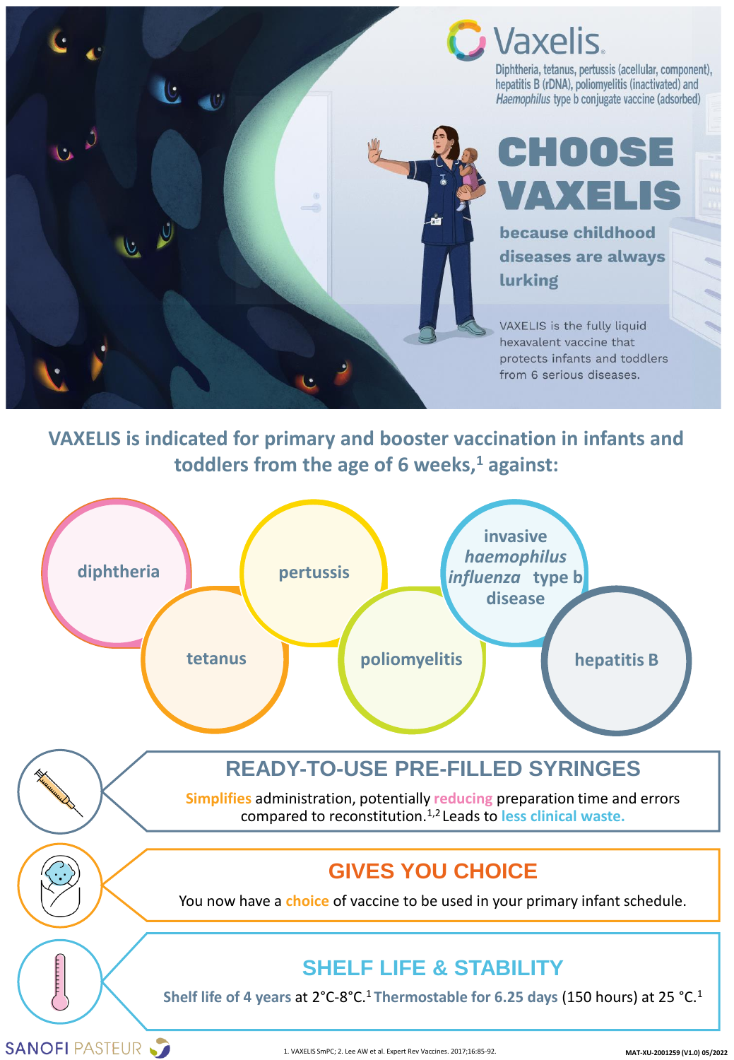# Vaxelis

Diphtheria, tetanus, pertussis (acellular, component), hepatitis B (rDNA), poliomyelitis (inactivated) and *Haemophilus* type b conjugate vaccine (adsorbed)

# CHOOSE VAXELIS

## because childhood diseases are always lurking

VAXELIS is the fully liquid hexavalent vaccine that protects infants and toddlers from 6 serious diseases.

## VAXELIS is indicated for primary and booster vaccination in infants and toddlers from the age of 6 weeks,[1] against:

- diphtheria
- tetanus
- pertussis
- poliomyelitis
- invasive *haemophilus influenza* type b disease
- hepatitis B

## READY-TO-USE PRE-FILLED SYRINGES

**Simplifies** administration, potentially **reducing** preparation time and errors compared to reconstitution.[1,2] Leads to **less clinical waste.**

## GIVES YOU CHOICE

You now have a **choice** of vaccine to be used in your primary infant schedule.

## SHELF LIFE & STABILITY

**Shelf life of 4 years** at 2°C-8°C.[1] **Thermostable for 6.25 days** (150 hours) at 25 °C.[1]

SANOFI PASTEUR

1. VAXELIS SmPC; 2. Lee AW et al. Expert Rev Vaccines. 2017;16:85-92.

MAT-XU-2001259 (V1.0) 05/2022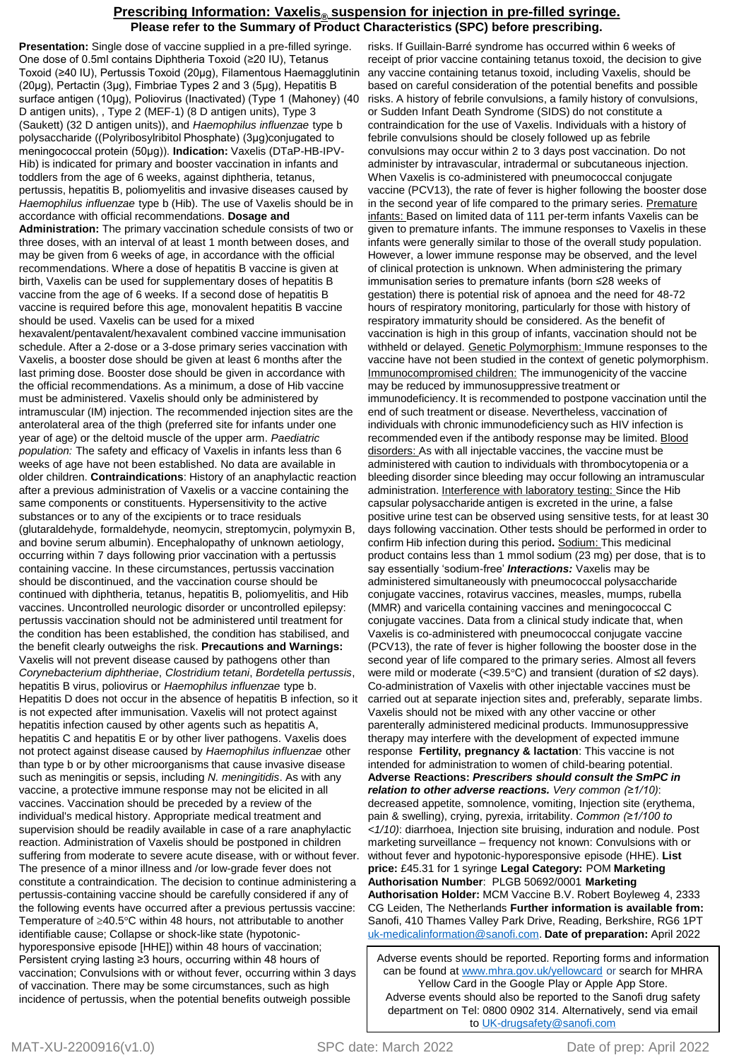## Prescribing Information: Vaxelis® suspension for injection in pre-filled syringe.

**Please refer to the Summary of Product Characteristics (SPC) before prescribing.**

**Presentation:** Single dose of vaccine supplied in a pre-filled syringe. One dose of 0.5ml contains Diphtheria Toxoid (≥20 IU), Tetanus Toxoid (≥40 IU), Pertussis Toxoid (20µg), Filamentous Haemagglutinin (20µg), Pertactin (3µg), Fimbriae Types 2 and 3 (5µg), Hepatitis B surface antigen (10µg), Poliovirus (Inactivated) (Type 1 (Mahoney) (40 D antigen units), , Type 2 (MEF-1) (8 D antigen units), Type 3 (Saukett) (32 D antigen units)), and *Haemophilus influenzae* type b polysaccharide ((Polyribosylribitol Phosphate) (3µg)conjugated to meningococcal protein (50µg)). **Indication:** Vaxelis (DTaP-HB-IPV-Hib) is indicated for primary and booster vaccination in infants and toddlers from the age of 6 weeks, against diphtheria, tetanus, pertussis, hepatitis B, poliomyelitis and invasive diseases caused by *Haemophilus influenzae* type b (Hib). The use of Vaxelis should be in accordance with official recommendations. **Dosage and Administration:** The primary vaccination schedule consists of two or three doses, with an interval of at least 1 month between doses, and may be given from 6 weeks of age, in accordance with the official recommendations. Where a dose of hepatitis B vaccine is given at birth, Vaxelis can be used for supplementary doses of hepatitis B vaccine from the age of 6 weeks. If a second dose of hepatitis B vaccine is required before this age, monovalent hepatitis B vaccine should be used. Vaxelis can be used for a mixed hexavalent/pentavalent/hexavalent combined vaccine immunisation schedule. After a 2-dose or a 3-dose primary series vaccination with Vaxelis, a booster dose should be given at least 6 months after the last priming dose. Booster dose should be given in accordance with the official recommendations. As a minimum, a dose of Hib vaccine must be administered. Vaxelis should only be administered by intramuscular (IM) injection. The recommended injection sites are the anterolateral area of the thigh (preferred site for infants under one year of age) or the deltoid muscle of the upper arm. *Paediatric population:* The safety and efficacy of Vaxelis in infants less than 6 weeks of age have not been established. No data are available in older children. **Contraindications:** History of an anaphylactic reaction after a previous administration of Vaxelis or a vaccine containing the same components or constituents. Hypersensitivity to the active substances or to any of the excipients or to trace residuals (glutaraldehyde, formaldehyde, neomycin, streptomycin, polymyxin B, and bovine serum albumin). Encephalopathy of unknown aetiology, occurring within 7 days following prior vaccination with a pertussis containing vaccine. In these circumstances, pertussis vaccination should be discontinued, and the vaccination course should be continued with diphtheria, tetanus, hepatitis B, poliomyelitis, and Hib vaccines. Uncontrolled neurologic disorder or uncontrolled epilepsy: pertussis vaccination should not be administered until treatment for the condition has been established, the condition has stabilised, and the benefit clearly outweighs the risk. **Precautions and Warnings:** Vaxelis will not prevent disease caused by pathogens other than *Corynebacterium diphtheriae*, *Clostridium tetani*, *Bordetella pertussis*, hepatitis B virus, poliovirus or *Haemophilus influenzae* type b. Hepatitis D does not occur in the absence of hepatitis B infection, so it is not expected after immunisation. Vaxelis will not protect against hepatitis infection caused by other agents such as hepatitis A, hepatitis C and hepatitis E or by other liver pathogens. Vaxelis does not protect against disease caused by *Haemophilus influenzae* other than type b or by other microorganisms that cause invasive disease such as meningitis or sepsis, including *N. meningitidis*. As with any vaccine, a protective immune response may not be elicited in all vaccines. Vaccination should be preceded by a review of the individual's medical history. Appropriate medical treatment and supervision should be readily available in case of a rare anaphylactic reaction. Administration of Vaxelis should be postponed in children suffering from moderate to severe acute disease, with or without fever. The presence of a minor illness and /or low-grade fever does not constitute a contraindication. The decision to continue administering a pertussis-containing vaccine should be carefully considered if any of the following events have occurred after a previous pertussis vaccine: Temperature of ≥40.5°C within 48 hours, not attributable to another identifiable cause; Collapse or shock-like state (hypotonic-hyporesponsive episode [HHE]) within 48 hours of vaccination; Persistent crying lasting ≥3 hours, occurring within 48 hours of vaccination; Convulsions with or without fever, occurring within 3 days of vaccination. There may be some circumstances, such as high incidence of pertussis, when the potential benefits outweigh possible risks. If Guillain-Barré syndrome has occurred within 6 weeks of receipt of prior vaccine containing tetanus toxoid, the decision to give any vaccine containing tetanus toxoid, including Vaxelis, should be based on careful consideration of the potential benefits and possible risks. A history of febrile convulsions, a family history of convulsions, or Sudden Infant Death Syndrome (SIDS) do not constitute a contraindication for the use of Vaxelis. Individuals with a history of febrile convulsions should be closely followed up as febrile convulsions may occur within 2 to 3 days post vaccination. Do not administer by intravascular, intradermal or subcutaneous injection. When Vaxelis is co-administered with pneumococcal conjugate vaccine (PCV13), the rate of fever is higher following the booster dose in the second year of life compared to the primary series. Premature infants: Based on limited data of 111 per-term infants Vaxelis can be given to premature infants. The immune responses to Vaxelis in these infants were generally similar to those of the overall study population. However, a lower immune response may be observed, and the level of clinical protection is unknown. When administering the primary immunisation series to premature infants (born ≤28 weeks of gestation) there is potential risk of apnoea and the need for 48-72 hours of respiratory monitoring, particularly for those with history of respiratory immaturity should be considered. As the benefit of vaccination is high in this group of infants, vaccination should not be withheld or delayed. Genetic Polymorphism: Immune responses to the vaccine have not been studied in the context of genetic polymorphism. Immunocompromised children: The immunogenicity of the vaccine may be reduced by immunosuppressive treatment or immunodeficiency. It is recommended to postpone vaccination until the end of such treatment or disease. Nevertheless, vaccination of individuals with chronic immunodeficiency such as HIV infection is recommended even if the antibody response may be limited. Blood disorders: As with all injectable vaccines, the vaccine must be administered with caution to individuals with thrombocytopenia or a bleeding disorder since bleeding may occur following an intramuscular administration. Interference with laboratory testing: Since the Hib capsular polysaccharide antigen is excreted in the urine, a false positive urine test can be observed using sensitive tests, for at least 30 days following vaccination. Other tests should be performed in order to confirm Hib infection during this period**.** Sodium: This medicinal product contains less than 1 mmol sodium (23 mg) per dose, that is to say essentially 'sodium-free' ***Interactions:*** Vaxelis may be administered simultaneously with pneumococcal polysaccharide conjugate vaccines, rotavirus vaccines, measles, mumps, rubella (MMR) and varicella containing vaccines and meningococcal C conjugate vaccines. Data from a clinical study indicate that, when Vaxelis is co-administered with pneumococcal conjugate vaccine (PCV13), the rate of fever is higher following the booster dose in the second year of life compared to the primary series. Almost all fevers were mild or moderate (<39.5°C) and transient (duration of ≤2 days). Co-administration of Vaxelis with other injectable vaccines must be carried out at separate injection sites and, preferably, separate limbs. Vaxelis should not be mixed with any other vaccine or other parenterally administered medicinal products. Immunosuppressive therapy may interfere with the development of expected immune response **Fertility, pregnancy & lactation**: This vaccine is not intended for administration to women of child-bearing potential. **Adverse Reactions:** ***Prescribers should consult the SmPC in relation to other adverse reactions.*** *Very common (≥1/10)*: decreased appetite, somnolence, vomiting, Injection site (erythema, pain & swelling), crying, pyrexia, irritability. *Common (≥1/100 to <1/10)*: diarrhoea, Injection site bruising, induration and nodule. Post marketing surveillance – frequency not known: Convulsions with or without fever and hypotonic-hyporesponsive episode (HHE). **List price:** £45.31 for 1 syringe **Legal Category:** POM **Marketing Authorisation Number**: PLGB 50692/0001 **Marketing Authorisation Holder:** MCM Vaccine B.V. Robert Boyleweg 4, 2333 CG Leiden, The Netherlands **Further information is available from:** Sanofi, 410 Thames Valley Park Drive, Reading, Berkshire, RG6 1PT uk-medicalinformation@sanofi.com. **Date of preparation:** April 2022

Adverse events should be reported. Reporting forms and information can be found at www.mhra.gov.uk/yellowcard or search for MHRA Yellow Card in the Google Play or Apple App Store. Adverse events should also be reported to the Sanofi drug safety department on Tel: 0800 0902 314. Alternatively, send via email to UK-drugsafety@sanofi.com

MAT-XU-2200916(v1.0) SPC date: March 2022 Date of prep: April 2022